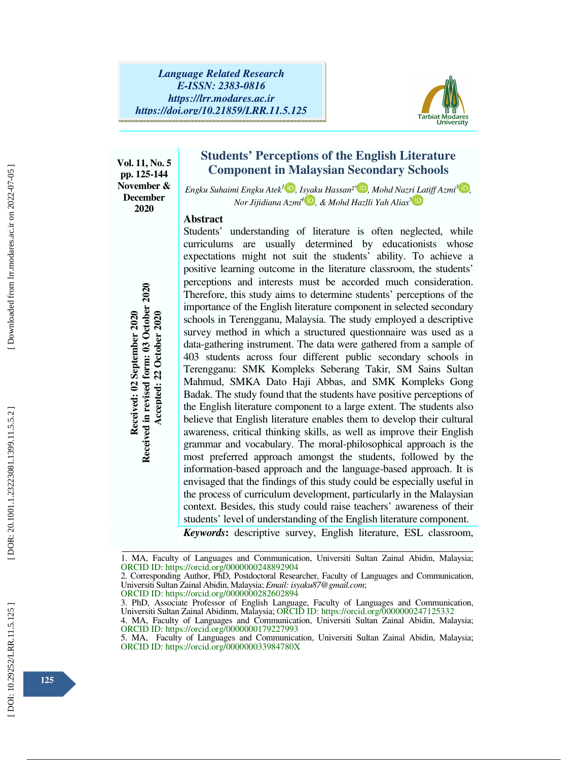Language Related Research
E-ISSN: 2383-0816
https://lrr.modares.ac.ir
https://doi.org/10.21859/LRR.11.5.125

Vol. 11, No. 5
pp. 125-144
November & December 2020

Received: 02 September 2020
Received in revised form: 03 October 2020
Accepted: 22 October 2020

# Students' Perceptions of the English Literature Component in Malaysian Secondary Schools

*Engku Suhaimi Engku Atek*[1], *Isyaku Hassan*[2*], *Mohd Nazri Latiff Azmi*[3], *Nor Jijidiana Azmi*[4], *& Mohd Hazlli Yah Alias*[5]

## Abstract

Students' understanding of literature is often neglected, while curriculums are usually determined by educationists whose expectations might not suit the students' ability. To achieve a positive learning outcome in the literature classroom, the students' perceptions and interests must be accorded much consideration. Therefore, this study aims to determine students' perceptions of the importance of the English literature component in selected secondary schools in Terengganu, Malaysia. The study employed a descriptive survey method in which a structured questionnaire was used as a data-gathering instrument. The data were gathered from a sample of 403 students across four different public secondary schools in Terengganu: SMK Kompleks Seberang Takir, SM Sains Sultan Mahmud, SMKA Dato Haji Abbas, and SMK Kompleks Gong Badak. The study found that the students have positive perceptions of the English literature component to a large extent. The students also believe that English literature enables them to develop their cultural awareness, critical thinking skills, as well as improve their English grammar and vocabulary. The moral-philosophical approach is the most preferred approach amongst the students, followed by the information-based approach and the language-based approach. It is envisaged that the findings of this study could be especially useful in the process of curriculum development, particularly in the Malaysian context. Besides, this study could raise teachers' awareness of their students' level of understanding of the English literature component.

***Keywords*****:** descriptive survey, English literature, ESL classroom,

---

1. MA, Faculty of Languages and Communication, Universiti Sultan Zainal Abidin, Malaysia; ORCID ID: https://orcid.org/0000000248892904
2. Corresponding Author, PhD, Postdoctoral Researcher, Faculty of Languages and Communication, Universiti Sultan Zainal Abidin, Malaysia; *Email: isyaku87@gmail.com*; ORCID ID: https://orcid.org/0000000282602894
3. PhD, Associate Professor of English Language, Faculty of Languages and Communication, Universiti Sultan Zainal Abidinm, Malaysia; ORCID ID: https://orcid.org/0000000247125332
4. MA, Faculty of Languages and Communication, Universiti Sultan Zainal Abidin, Malaysia; ORCID ID: https://orcid.org/0000000179227993
5. MA, Faculty of Languages and Communication, Universiti Sultan Zainal Abidin, Malaysia; ORCID ID: https://orcid.org/000000033984780X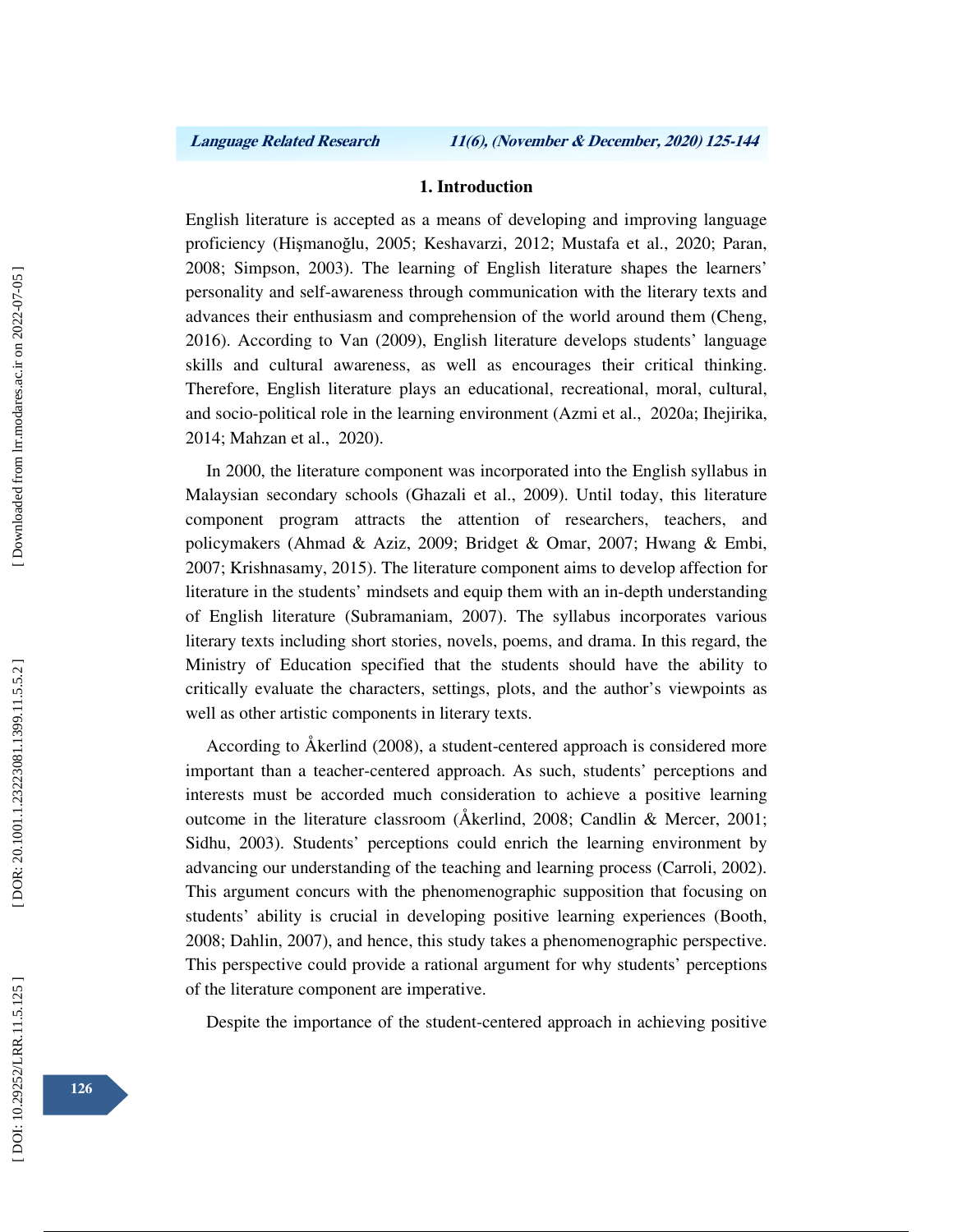## 1. Introduction

English literature is accepted as a means of developing and improving language proficiency (Hişmanoğlu, 2005; Keshavarzi, 2012; Mustafa et al., 2020; Paran, 2008; Simpson, 2003). The learning of English literature shapes the learners' personality and self-awareness through communication with the literary texts and advances their enthusiasm and comprehension of the world around them (Cheng, 2016). According to Van (2009), English literature develops students' language skills and cultural awareness, as well as encourages their critical thinking. Therefore, English literature plays an educational, recreational, moral, cultural, and socio-political role in the learning environment (Azmi et al., 2020a; Ihejirika, 2014; Mahzan et al., 2020).

In 2000, the literature component was incorporated into the English syllabus in Malaysian secondary schools (Ghazali et al., 2009). Until today, this literature component program attracts the attention of researchers, teachers, and policymakers (Ahmad & Aziz, 2009; Bridget & Omar, 2007; Hwang & Embi, 2007; Krishnasamy, 2015). The literature component aims to develop affection for literature in the students' mindsets and equip them with an in-depth understanding of English literature (Subramaniam, 2007). The syllabus incorporates various literary texts including short stories, novels, poems, and drama. In this regard, the Ministry of Education specified that the students should have the ability to critically evaluate the characters, settings, plots, and the author's viewpoints as well as other artistic components in literary texts.

According to Åkerlind (2008), a student-centered approach is considered more important than a teacher-centered approach. As such, students' perceptions and interests must be accorded much consideration to achieve a positive learning outcome in the literature classroom (Åkerlind, 2008; Candlin & Mercer, 2001; Sidhu, 2003). Students' perceptions could enrich the learning environment by advancing our understanding of the teaching and learning process (Carroli, 2002). This argument concurs with the phenomenographic supposition that focusing on students' ability is crucial in developing positive learning experiences (Booth, 2008; Dahlin, 2007), and hence, this study takes a phenomenographic perspective. This perspective could provide a rational argument for why students' perceptions of the literature component are imperative.

Despite the importance of the student-centered approach in achieving positive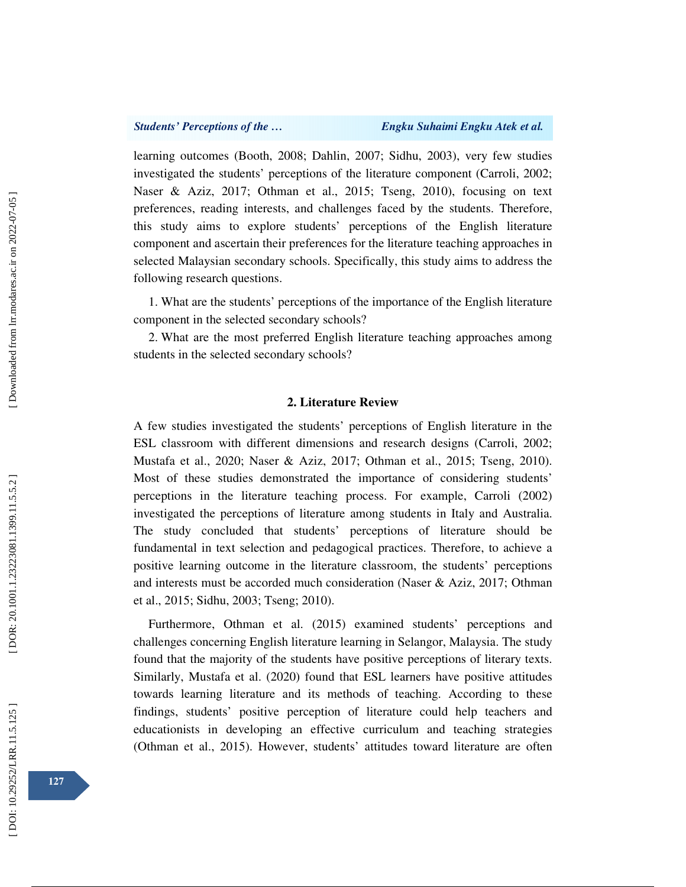learning outcomes (Booth, 2008; Dahlin, 2007; Sidhu, 2003), very few studies investigated the students' perceptions of the literature component (Carroli, 2002; Naser & Aziz, 2017; Othman et al., 2015; Tseng, 2010), focusing on text preferences, reading interests, and challenges faced by the students. Therefore, this study aims to explore students' perceptions of the English literature component and ascertain their preferences for the literature teaching approaches in selected Malaysian secondary schools. Specifically, this study aims to address the following research questions.

1. What are the students' perceptions of the importance of the English literature component in the selected secondary schools?
2. What are the most preferred English literature teaching approaches among students in the selected secondary schools?

## 2. Literature Review

A few studies investigated the students' perceptions of English literature in the ESL classroom with different dimensions and research designs (Carroli, 2002; Mustafa et al., 2020; Naser & Aziz, 2017; Othman et al., 2015; Tseng, 2010). Most of these studies demonstrated the importance of considering students' perceptions in the literature teaching process. For example, Carroli (2002) investigated the perceptions of literature among students in Italy and Australia. The study concluded that students' perceptions of literature should be fundamental in text selection and pedagogical practices. Therefore, to achieve a positive learning outcome in the literature classroom, the students' perceptions and interests must be accorded much consideration (Naser & Aziz, 2017; Othman et al., 2015; Sidhu, 2003; Tseng; 2010).

Furthermore, Othman et al. (2015) examined students' perceptions and challenges concerning English literature learning in Selangor, Malaysia. The study found that the majority of the students have positive perceptions of literary texts. Similarly, Mustafa et al. (2020) found that ESL learners have positive attitudes towards learning literature and its methods of teaching. According to these findings, students' positive perception of literature could help teachers and educationists in developing an effective curriculum and teaching strategies (Othman et al., 2015). However, students' attitudes toward literature are often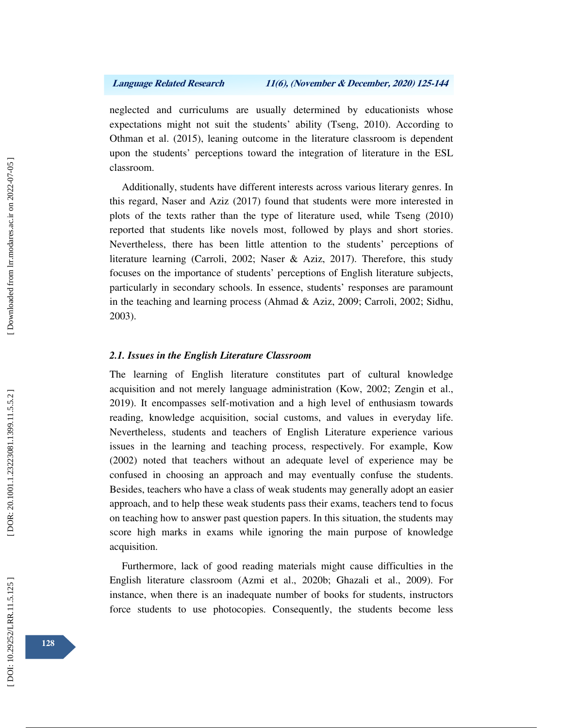neglected and curriculums are usually determined by educationists whose expectations might not suit the students' ability (Tseng, 2010). According to Othman et al. (2015), leaning outcome in the literature classroom is dependent upon the students' perceptions toward the integration of literature in the ESL classroom.

Additionally, students have different interests across various literary genres. In this regard, Naser and Aziz (2017) found that students were more interested in plots of the texts rather than the type of literature used, while Tseng (2010) reported that students like novels most, followed by plays and short stories. Nevertheless, there has been little attention to the students' perceptions of literature learning (Carroli, 2002; Naser & Aziz, 2017). Therefore, this study focuses on the importance of students' perceptions of English literature subjects, particularly in secondary schools. In essence, students' responses are paramount in the teaching and learning process (Ahmad & Aziz, 2009; Carroli, 2002; Sidhu, 2003).

### *2.1. Issues in the English Literature Classroom*

The learning of English literature constitutes part of cultural knowledge acquisition and not merely language administration (Kow, 2002; Zengin et al., 2019). It encompasses self-motivation and a high level of enthusiasm towards reading, knowledge acquisition, social customs, and values in everyday life. Nevertheless, students and teachers of English Literature experience various issues in the learning and teaching process, respectively. For example, Kow (2002) noted that teachers without an adequate level of experience may be confused in choosing an approach and may eventually confuse the students. Besides, teachers who have a class of weak students may generally adopt an easier approach, and to help these weak students pass their exams, teachers tend to focus on teaching how to answer past question papers. In this situation, the students may score high marks in exams while ignoring the main purpose of knowledge acquisition.

Furthermore, lack of good reading materials might cause difficulties in the English literature classroom (Azmi et al., 2020b; Ghazali et al., 2009). For instance, when there is an inadequate number of books for students, instructors force students to use photocopies. Consequently, the students become less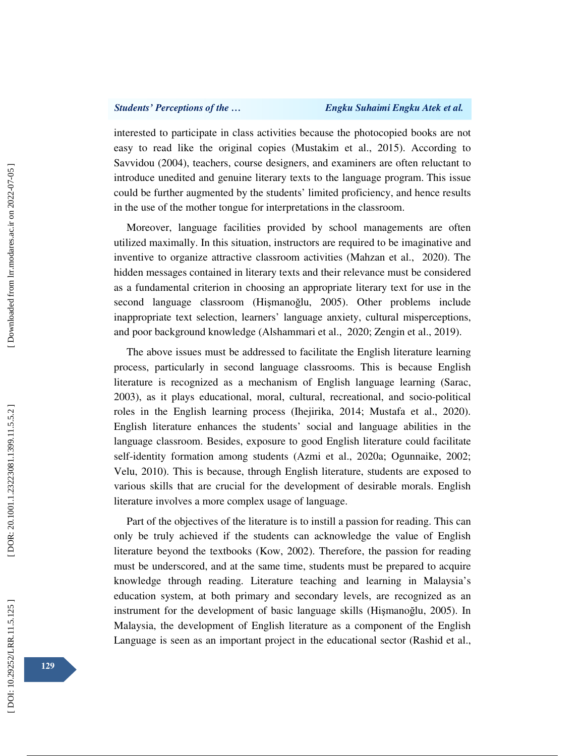interested to participate in class activities because the photocopied books are not easy to read like the original copies (Mustakim et al., 2015). According to Savvidou (2004), teachers, course designers, and examiners are often reluctant to introduce unedited and genuine literary texts to the language program. This issue could be further augmented by the students' limited proficiency, and hence results in the use of the mother tongue for interpretations in the classroom.

Moreover, language facilities provided by school managements are often utilized maximally. In this situation, instructors are required to be imaginative and inventive to organize attractive classroom activities (Mahzan et al., 2020). The hidden messages contained in literary texts and their relevance must be considered as a fundamental criterion in choosing an appropriate literary text for use in the second language classroom (Hişmanoğlu, 2005). Other problems include inappropriate text selection, learners' language anxiety, cultural misperceptions, and poor background knowledge (Alshammari et al., 2020; Zengin et al., 2019).

The above issues must be addressed to facilitate the English literature learning process, particularly in second language classrooms. This is because English literature is recognized as a mechanism of English language learning (Sarac, 2003), as it plays educational, moral, cultural, recreational, and socio-political roles in the English learning process (Ihejirika, 2014; Mustafa et al., 2020). English literature enhances the students' social and language abilities in the language classroom. Besides, exposure to good English literature could facilitate self-identity formation among students (Azmi et al., 2020a; Ogunnaike, 2002; Velu, 2010). This is because, through English literature, students are exposed to various skills that are crucial for the development of desirable morals. English literature involves a more complex usage of language.

Part of the objectives of the literature is to instill a passion for reading. This can only be truly achieved if the students can acknowledge the value of English literature beyond the textbooks (Kow, 2002). Therefore, the passion for reading must be underscored, and at the same time, students must be prepared to acquire knowledge through reading. Literature teaching and learning in Malaysia's education system, at both primary and secondary levels, are recognized as an instrument for the development of basic language skills (Hişmanoğlu, 2005). In Malaysia, the development of English literature as a component of the English Language is seen as an important project in the educational sector (Rashid et al.,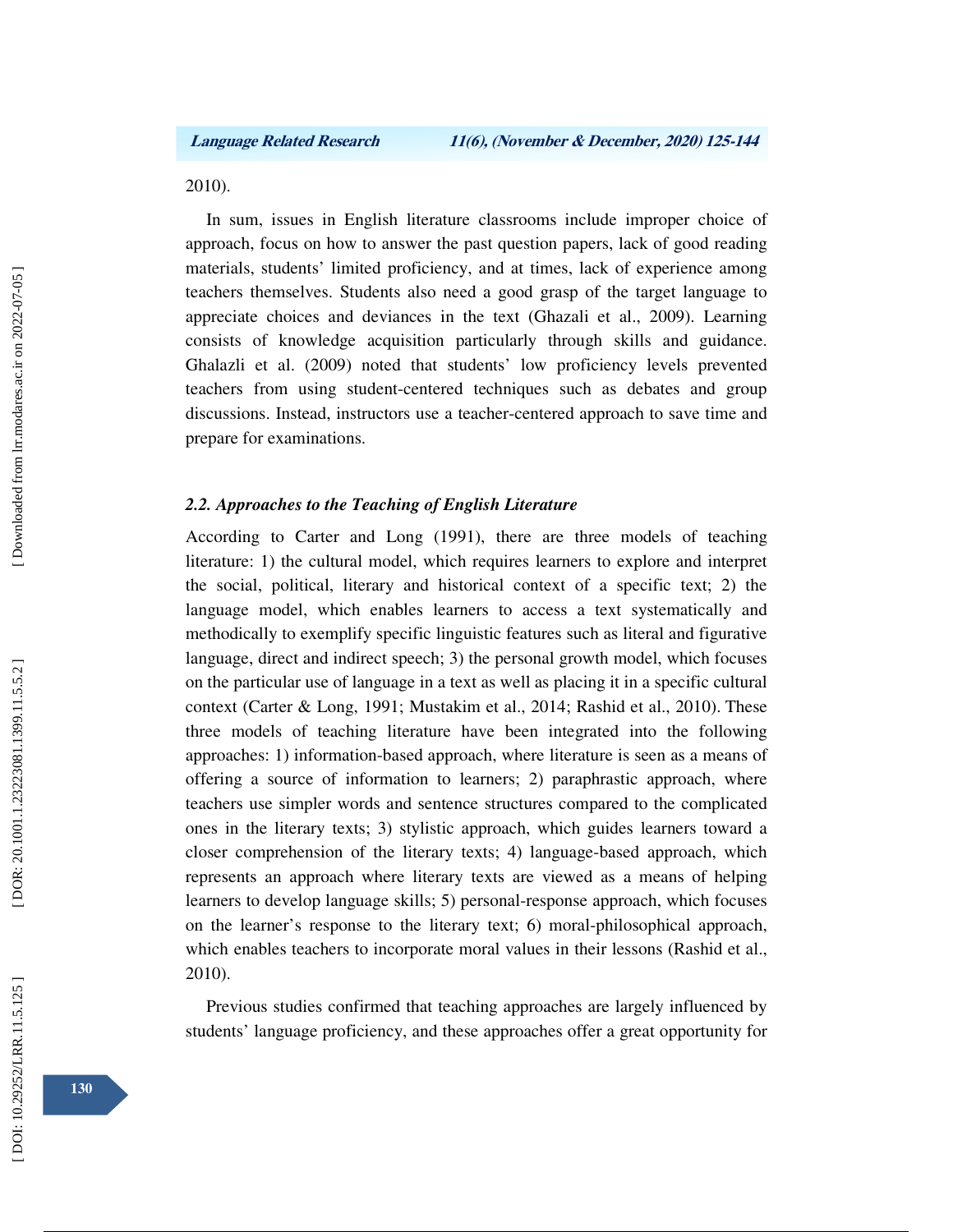2010).

In sum, issues in English literature classrooms include improper choice of approach, focus on how to answer the past question papers, lack of good reading materials, students' limited proficiency, and at times, lack of experience among teachers themselves. Students also need a good grasp of the target language to appreciate choices and deviances in the text (Ghazali et al., 2009). Learning consists of knowledge acquisition particularly through skills and guidance. Ghalazli et al. (2009) noted that students' low proficiency levels prevented teachers from using student-centered techniques such as debates and group discussions. Instead, instructors use a teacher-centered approach to save time and prepare for examinations.

### *2.2. Approaches to the Teaching of English Literature*

According to Carter and Long (1991), there are three models of teaching literature: 1) the cultural model, which requires learners to explore and interpret the social, political, literary and historical context of a specific text; 2) the language model, which enables learners to access a text systematically and methodically to exemplify specific linguistic features such as literal and figurative language, direct and indirect speech; 3) the personal growth model, which focuses on the particular use of language in a text as well as placing it in a specific cultural context (Carter & Long, 1991; Mustakim et al., 2014; Rashid et al., 2010). These three models of teaching literature have been integrated into the following approaches: 1) information-based approach, where literature is seen as a means of offering a source of information to learners; 2) paraphrastic approach, where teachers use simpler words and sentence structures compared to the complicated ones in the literary texts; 3) stylistic approach, which guides learners toward a closer comprehension of the literary texts; 4) language-based approach, which represents an approach where literary texts are viewed as a means of helping learners to develop language skills; 5) personal-response approach, which focuses on the learner's response to the literary text; 6) moral-philosophical approach, which enables teachers to incorporate moral values in their lessons (Rashid et al., 2010).

Previous studies confirmed that teaching approaches are largely influenced by students' language proficiency, and these approaches offer a great opportunity for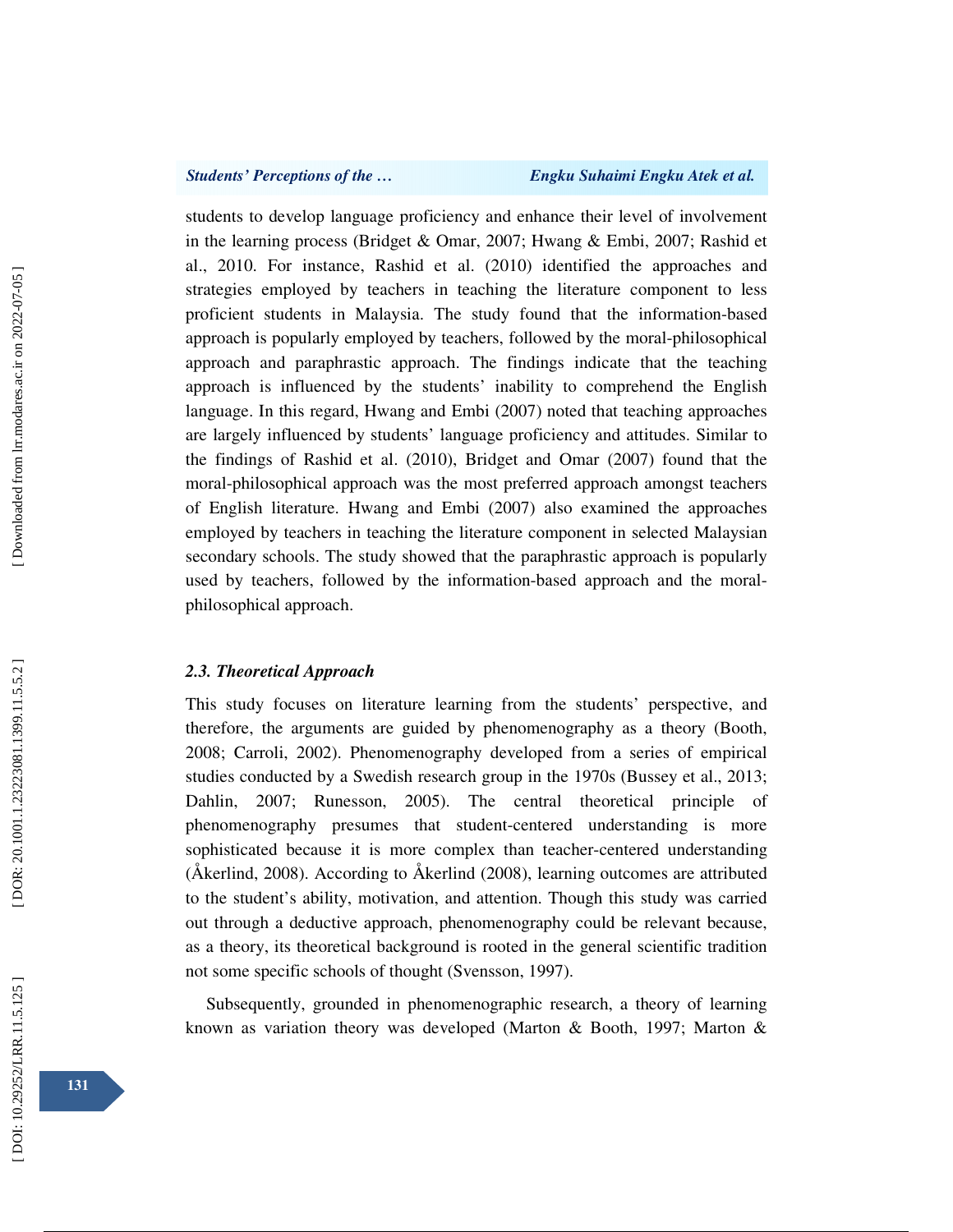students to develop language proficiency and enhance their level of involvement in the learning process (Bridget & Omar, 2007; Hwang & Embi, 2007; Rashid et al., 2010. For instance, Rashid et al. (2010) identified the approaches and strategies employed by teachers in teaching the literature component to less proficient students in Malaysia. The study found that the information-based approach is popularly employed by teachers, followed by the moral-philosophical approach and paraphrastic approach. The findings indicate that the teaching approach is influenced by the students' inability to comprehend the English language. In this regard, Hwang and Embi (2007) noted that teaching approaches are largely influenced by students' language proficiency and attitudes. Similar to the findings of Rashid et al. (2010), Bridget and Omar (2007) found that the moral-philosophical approach was the most preferred approach amongst teachers of English literature. Hwang and Embi (2007) also examined the approaches employed by teachers in teaching the literature component in selected Malaysian secondary schools. The study showed that the paraphrastic approach is popularly used by teachers, followed by the information-based approach and the moral-philosophical approach.

### *2.3. Theoretical Approach*

This study focuses on literature learning from the students' perspective, and therefore, the arguments are guided by phenomenography as a theory (Booth, 2008; Carroli, 2002). Phenomenography developed from a series of empirical studies conducted by a Swedish research group in the 1970s (Bussey et al., 2013; Dahlin, 2007; Runesson, 2005). The central theoretical principle of phenomenography presumes that student-centered understanding is more sophisticated because it is more complex than teacher-centered understanding (Åkerlind, 2008). According to Åkerlind (2008), learning outcomes are attributed to the student's ability, motivation, and attention. Though this study was carried out through a deductive approach, phenomenography could be relevant because, as a theory, its theoretical background is rooted in the general scientific tradition not some specific schools of thought (Svensson, 1997).

Subsequently, grounded in phenomenographic research, a theory of learning known as variation theory was developed (Marton & Booth, 1997; Marton &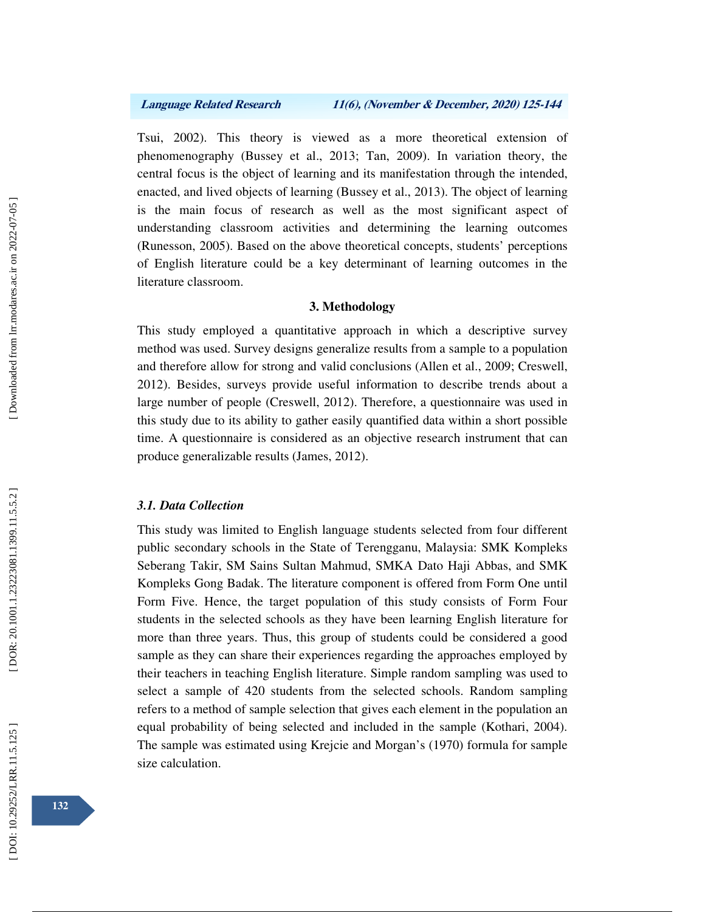Tsui, 2002). This theory is viewed as a more theoretical extension of phenomenography (Bussey et al., 2013; Tan, 2009). In variation theory, the central focus is the object of learning and its manifestation through the intended, enacted, and lived objects of learning (Bussey et al., 2013). The object of learning is the main focus of research as well as the most significant aspect of understanding classroom activities and determining the learning outcomes (Runesson, 2005). Based on the above theoretical concepts, students' perceptions of English literature could be a key determinant of learning outcomes in the literature classroom.

## 3. Methodology

This study employed a quantitative approach in which a descriptive survey method was used. Survey designs generalize results from a sample to a population and therefore allow for strong and valid conclusions (Allen et al., 2009; Creswell, 2012). Besides, surveys provide useful information to describe trends about a large number of people (Creswell, 2012). Therefore, a questionnaire was used in this study due to its ability to gather easily quantified data within a short possible time. A questionnaire is considered as an objective research instrument that can produce generalizable results (James, 2012).

### *3.1. Data Collection*

This study was limited to English language students selected from four different public secondary schools in the State of Terengganu, Malaysia: SMK Kompleks Seberang Takir, SM Sains Sultan Mahmud, SMKA Dato Haji Abbas, and SMK Kompleks Gong Badak. The literature component is offered from Form One until Form Five. Hence, the target population of this study consists of Form Four students in the selected schools as they have been learning English literature for more than three years. Thus, this group of students could be considered a good sample as they can share their experiences regarding the approaches employed by their teachers in teaching English literature. Simple random sampling was used to select a sample of 420 students from the selected schools. Random sampling refers to a method of sample selection that gives each element in the population an equal probability of being selected and included in the sample (Kothari, 2004). The sample was estimated using Krejcie and Morgan's (1970) formula for sample size calculation.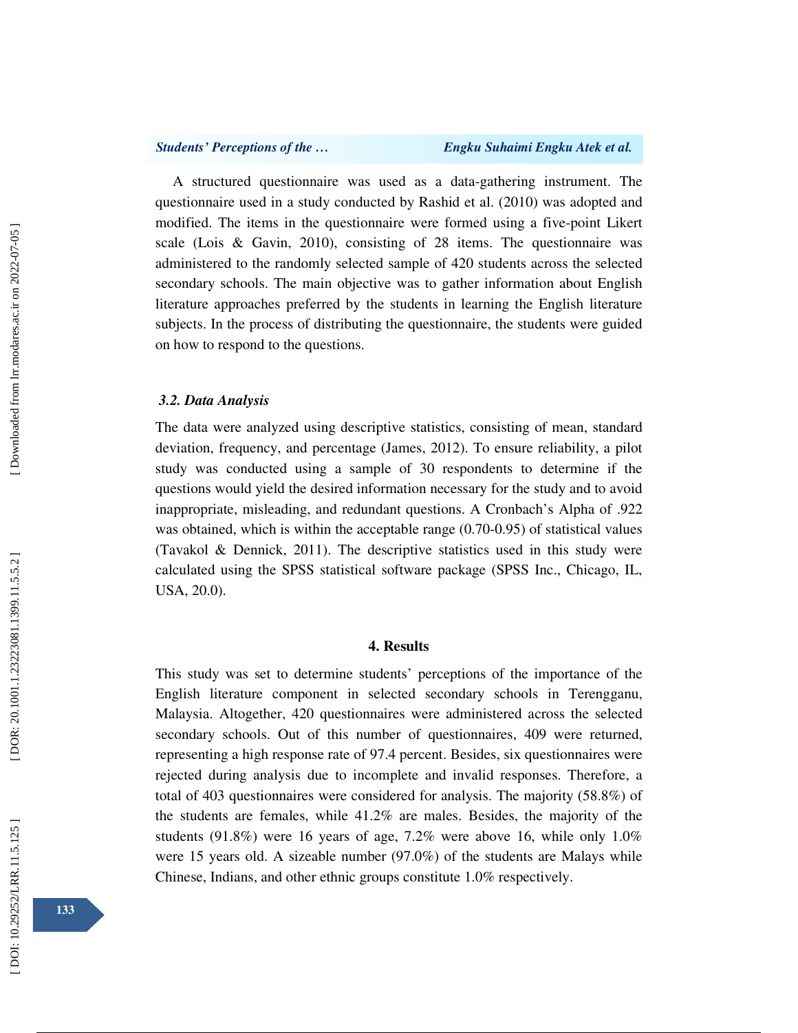A structured questionnaire was used as a data-gathering instrument. The questionnaire used in a study conducted by Rashid et al. (2010) was adopted and modified. The items in the questionnaire were formed using a five-point Likert scale (Lois & Gavin, 2010), consisting of 28 items. The questionnaire was administered to the randomly selected sample of 420 students across the selected secondary schools. The main objective was to gather information about English literature approaches preferred by the students in learning the English literature subjects. In the process of distributing the questionnaire, the students were guided on how to respond to the questions.

### *3.2. Data Analysis*

The data were analyzed using descriptive statistics, consisting of mean, standard deviation, frequency, and percentage (James, 2012). To ensure reliability, a pilot study was conducted using a sample of 30 respondents to determine if the questions would yield the desired information necessary for the study and to avoid inappropriate, misleading, and redundant questions. A Cronbach's Alpha of .922 was obtained, which is within the acceptable range (0.70-0.95) of statistical values (Tavakol & Dennick, 2011). The descriptive statistics used in this study were calculated using the SPSS statistical software package (SPSS Inc., Chicago, IL, USA, 20.0).

## 4. Results

This study was set to determine students' perceptions of the importance of the English literature component in selected secondary schools in Terengganu, Malaysia. Altogether, 420 questionnaires were administered across the selected secondary schools. Out of this number of questionnaires, 409 were returned, representing a high response rate of 97.4 percent. Besides, six questionnaires were rejected during analysis due to incomplete and invalid responses. Therefore, a total of 403 questionnaires were considered for analysis. The majority (58.8%) of the students are females, while 41.2% are males. Besides, the majority of the students (91.8%) were 16 years of age, 7.2% were above 16, while only 1.0% were 15 years old. A sizeable number (97.0%) of the students are Malays while Chinese, Indians, and other ethnic groups constitute 1.0% respectively.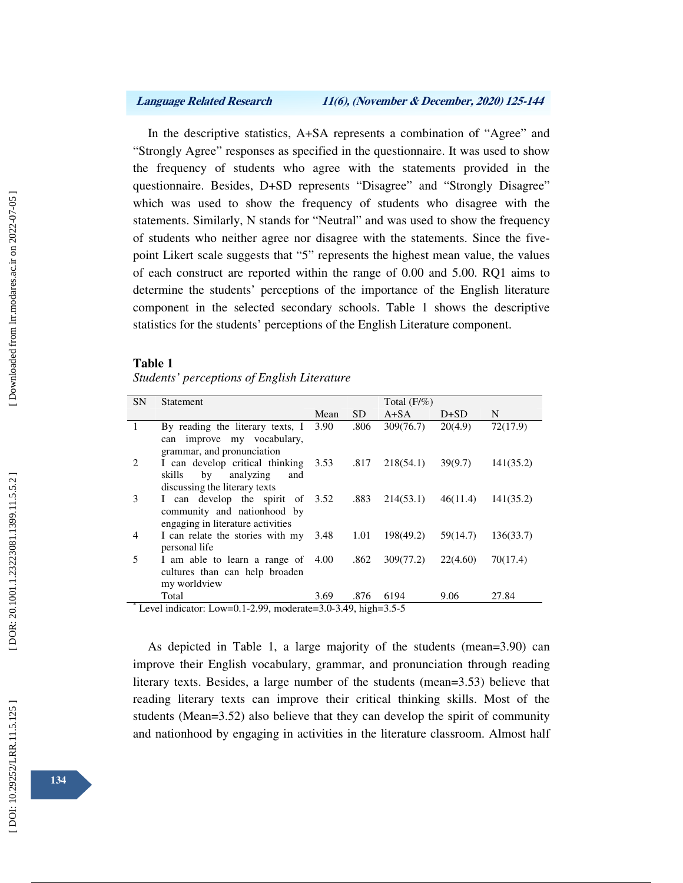In the descriptive statistics, A+SA represents a combination of "Agree" and "Strongly Agree" responses as specified in the questionnaire. It was used to show the frequency of students who agree with the statements provided in the questionnaire. Besides, D+SD represents "Disagree" and "Strongly Disagree" which was used to show the frequency of students who disagree with the statements. Similarly, N stands for "Neutral" and was used to show the frequency of students who neither agree nor disagree with the statements. Since the five-point Likert scale suggests that "5" represents the highest mean value, the values of each construct are reported within the range of 0.00 and 5.00. RQ1 aims to determine the students' perceptions of the importance of the English literature component in the selected secondary schools. Table 1 shows the descriptive statistics for the students' perceptions of the English Literature component.

**Table 1**

*Students' perceptions of English Literature*

| SN | Statement | | | Total (F/%) | | |
|---|---|---|---|---|---|---|
| | | Mean | SD | A+SA | D+SD | N |
| 1 | By reading the literary texts, I can improve my vocabulary, grammar, and pronunciation | 3.90 | .806 | 309(76.7) | 20(4.9) | 72(17.9) |
| 2 | I can develop critical thinking skills by analyzing and discussing the literary texts | 3.53 | .817 | 218(54.1) | 39(9.7) | 141(35.2) |
| 3 | I can develop the spirit of community and nationhood by engaging in literature activities | 3.52 | .883 | 214(53.1) | 46(11.4) | 141(35.2) |
| 4 | I can relate the stories with my personal life | 3.48 | 1.01 | 198(49.2) | 59(14.7) | 136(33.7) |
| 5 | I am able to learn a range of cultures than can help broaden my worldview | 4.00 | .862 | 309(77.2) | 22(4.60) | 70(17.4) |
| | Total | 3.69 | .876 | 6194 | 9.06 | 27.84 |

[*] Level indicator: Low=0.1-2.99, moderate=3.0-3.49, high=3.5-5

As depicted in Table 1, a large majority of the students (mean=3.90) can improve their English vocabulary, grammar, and pronunciation through reading literary texts. Besides, a large number of the students (mean=3.53) believe that reading literary texts can improve their critical thinking skills. Most of the students (Mean=3.52) also believe that they can develop the spirit of community and nationhood by engaging in activities in the literature classroom. Almost half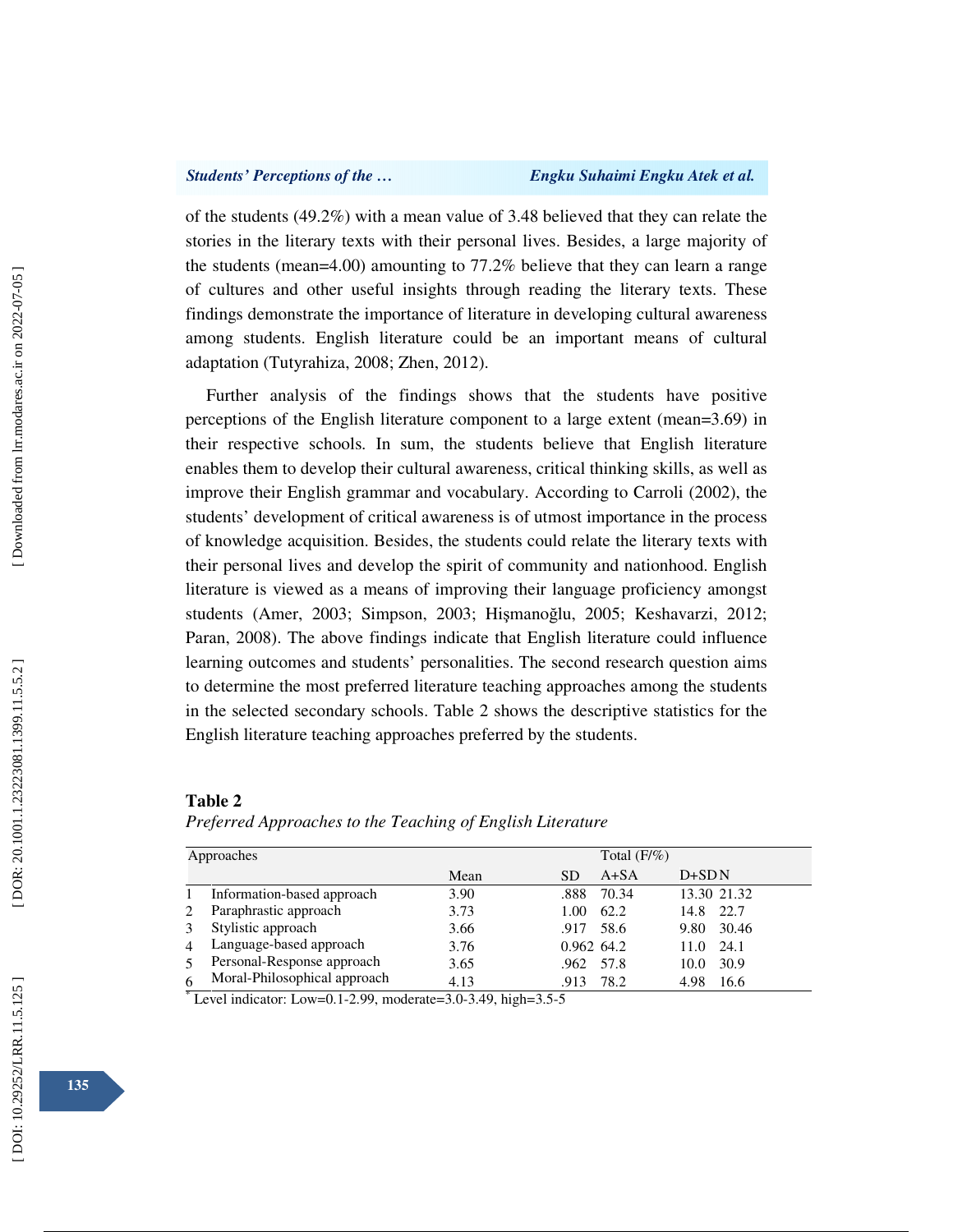of the students (49.2%) with a mean value of 3.48 believed that they can relate the stories in the literary texts with their personal lives. Besides, a large majority of the students (mean=4.00) amounting to 77.2% believe that they can learn a range of cultures and other useful insights through reading the literary texts. These findings demonstrate the importance of literature in developing cultural awareness among students. English literature could be an important means of cultural adaptation (Tutyrahiza, 2008; Zhen, 2012).

Further analysis of the findings shows that the students have positive perceptions of the English literature component to a large extent (mean=3.69) in their respective schools. In sum, the students believe that English literature enables them to develop their cultural awareness, critical thinking skills, as well as improve their English grammar and vocabulary. According to Carroli (2002), the students' development of critical awareness is of utmost importance in the process of knowledge acquisition. Besides, the students could relate the literary texts with their personal lives and develop the spirit of community and nationhood. English literature is viewed as a means of improving their language proficiency amongst students (Amer, 2003; Simpson, 2003; Hişmanoğlu, 2005; Keshavarzi, 2012; Paran, 2008). The above findings indicate that English literature could influence learning outcomes and students' personalities. The second research question aims to determine the most preferred literature teaching approaches among the students in the selected secondary schools. Table 2 shows the descriptive statistics for the English literature teaching approaches preferred by the students.

**Table 2**

*Preferred Approaches to the Teaching of English Literature*

| | Approaches | | | Total (F/%) | | |
|---|---|---|---|---|---|---|
| | | Mean | SD | A+SA | D+SD | N |
| 1 | Information-based approach | 3.90 | .888 | 70.34 | 13.30 | 21.32 |
| 2 | Paraphrastic approach | 3.73 | 1.00 | 62.2 | 14.8 | 22.7 |
| 3 | Stylistic approach | 3.66 | .917 | 58.6 | 9.80 | 30.46 |
| 4 | Language-based approach | 3.76 | 0.962 | 64.2 | 11.0 | 24.1 |
| 5 | Personal-Response approach | 3.65 | .962 | 57.8 | 10.0 | 30.9 |
| 6 | Moral-Philosophical approach | 4.13 | .913 | 78.2 | 4.98 | 16.6 |

[*] Level indicator: Low=0.1-2.99, moderate=3.0-3.49, high=3.5-5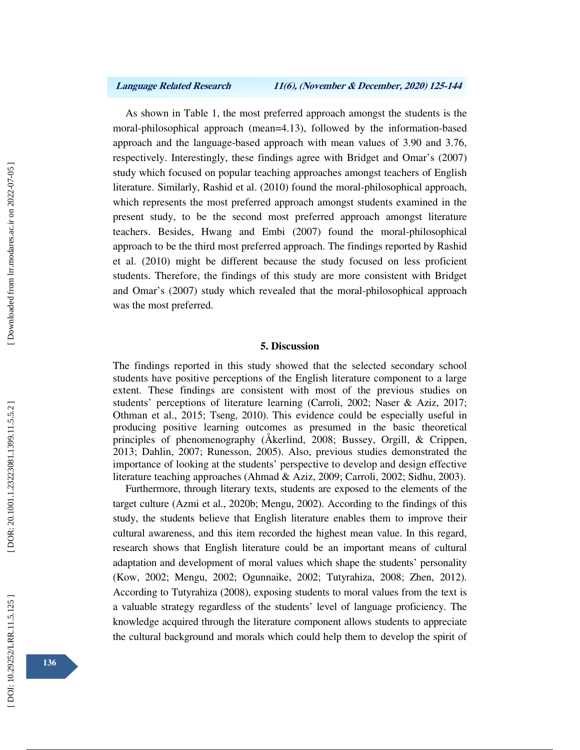As shown in Table 1, the most preferred approach amongst the students is the moral-philosophical approach (mean=4.13), followed by the information-based approach and the language-based approach with mean values of 3.90 and 3.76, respectively. Interestingly, these findings agree with Bridget and Omar's (2007) study which focused on popular teaching approaches amongst teachers of English literature. Similarly, Rashid et al. (2010) found the moral-philosophical approach, which represents the most preferred approach amongst students examined in the present study, to be the second most preferred approach amongst literature teachers. Besides, Hwang and Embi (2007) found the moral-philosophical approach to be the third most preferred approach. The findings reported by Rashid et al. (2010) might be different because the study focused on less proficient students. Therefore, the findings of this study are more consistent with Bridget and Omar's (2007) study which revealed that the moral-philosophical approach was the most preferred.

## 5. Discussion

The findings reported in this study showed that the selected secondary school students have positive perceptions of the English literature component to a large extent. These findings are consistent with most of the previous studies on students' perceptions of literature learning (Carroli, 2002; Naser & Aziz, 2017; Othman et al., 2015; Tseng, 2010). This evidence could be especially useful in producing positive learning outcomes as presumed in the basic theoretical principles of phenomenography (Åkerlind, 2008; Bussey, Orgill, & Crippen, 2013; Dahlin, 2007; Runesson, 2005). Also, previous studies demonstrated the importance of looking at the students' perspective to develop and design effective literature teaching approaches (Ahmad & Aziz, 2009; Carroli, 2002; Sidhu, 2003).

Furthermore, through literary texts, students are exposed to the elements of the target culture (Azmi et al., 2020b; Mengu, 2002). According to the findings of this study, the students believe that English literature enables them to improve their cultural awareness, and this item recorded the highest mean value. In this regard, research shows that English literature could be an important means of cultural adaptation and development of moral values which shape the students' personality (Kow, 2002; Mengu, 2002; Ogunnaike, 2002; Tutyrahiza, 2008; Zhen, 2012). According to Tutyrahiza (2008), exposing students to moral values from the text is a valuable strategy regardless of the students' level of language proficiency. The knowledge acquired through the literature component allows students to appreciate the cultural background and morals which could help them to develop the spirit of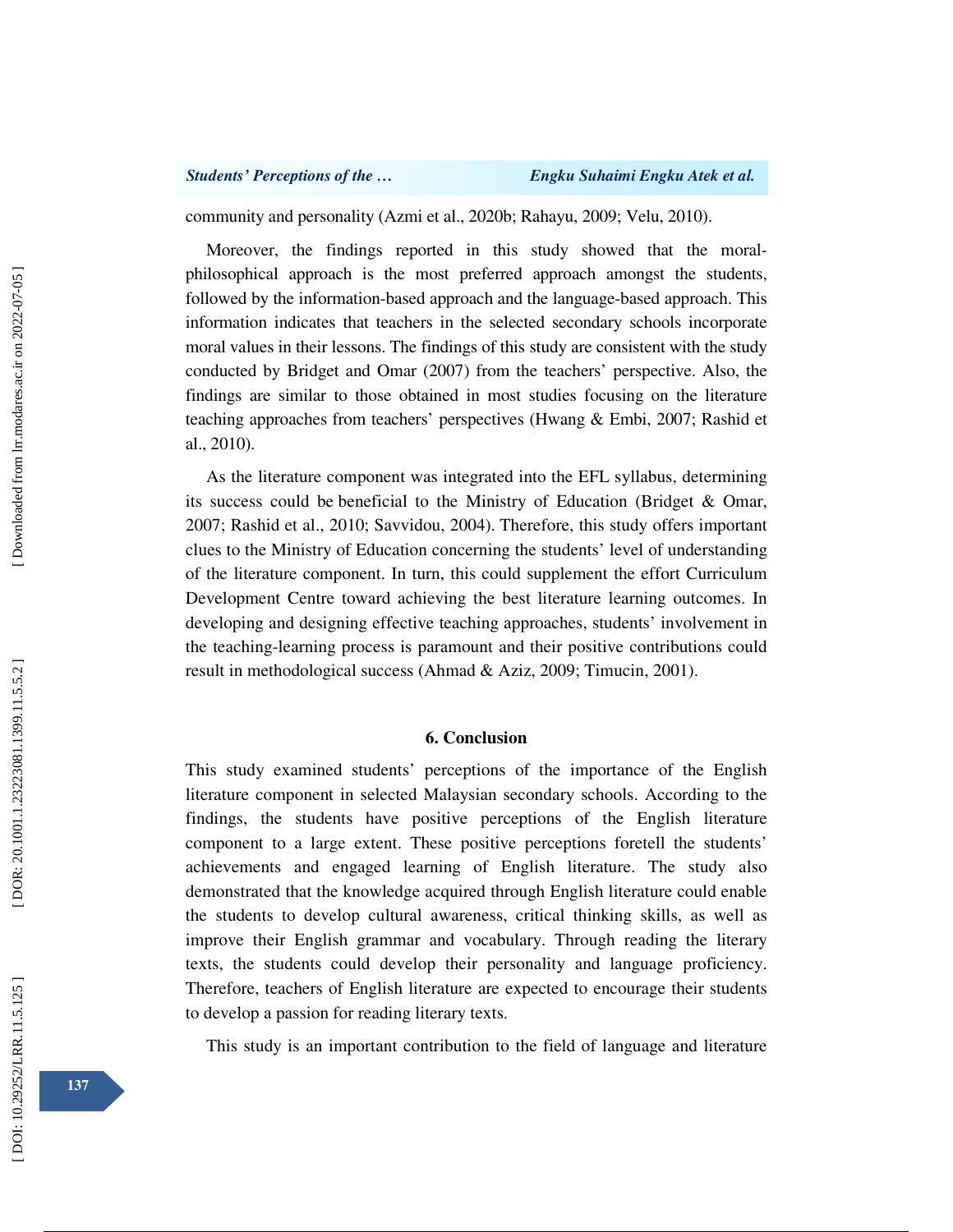community and personality (Azmi et al., 2020b; Rahayu, 2009; Velu, 2010).

Moreover, the findings reported in this study showed that the moral-philosophical approach is the most preferred approach amongst the students, followed by the information-based approach and the language-based approach. This information indicates that teachers in the selected secondary schools incorporate moral values in their lessons. The findings of this study are consistent with the study conducted by Bridget and Omar (2007) from the teachers' perspective. Also, the findings are similar to those obtained in most studies focusing on the literature teaching approaches from teachers' perspectives (Hwang & Embi, 2007; Rashid et al., 2010).

As the literature component was integrated into the EFL syllabus, determining its success could be beneficial to the Ministry of Education (Bridget & Omar, 2007; Rashid et al., 2010; Savvidou, 2004). Therefore, this study offers important clues to the Ministry of Education concerning the students' level of understanding of the literature component. In turn, this could supplement the effort Curriculum Development Centre toward achieving the best literature learning outcomes. In developing and designing effective teaching approaches, students' involvement in the teaching-learning process is paramount and their positive contributions could result in methodological success (Ahmad & Aziz, 2009; Timucin, 2001).

## 6. Conclusion

This study examined students' perceptions of the importance of the English literature component in selected Malaysian secondary schools. According to the findings, the students have positive perceptions of the English literature component to a large extent. These positive perceptions foretell the students' achievements and engaged learning of English literature. The study also demonstrated that the knowledge acquired through English literature could enable the students to develop cultural awareness, critical thinking skills, as well as improve their English grammar and vocabulary. Through reading the literary texts, the students could develop their personality and language proficiency. Therefore, teachers of English literature are expected to encourage their students to develop a passion for reading literary texts.

This study is an important contribution to the field of language and literature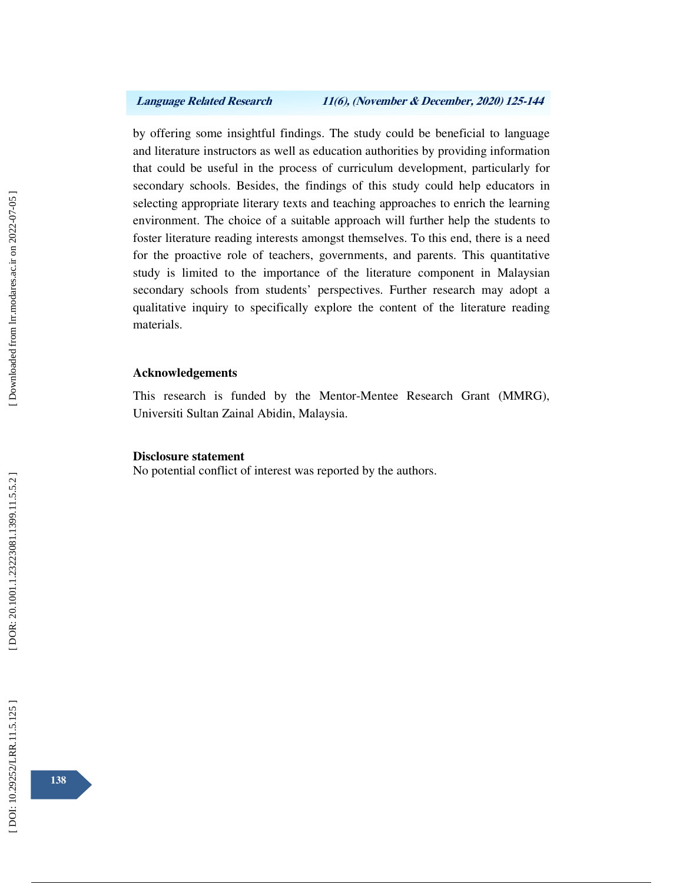by offering some insightful findings. The study could be beneficial to language and literature instructors as well as education authorities by providing information that could be useful in the process of curriculum development, particularly for secondary schools. Besides, the findings of this study could help educators in selecting appropriate literary texts and teaching approaches to enrich the learning environment. The choice of a suitable approach will further help the students to foster literature reading interests amongst themselves. To this end, there is a need for the proactive role of teachers, governments, and parents. This quantitative study is limited to the importance of the literature component in Malaysian secondary schools from students' perspectives. Further research may adopt a qualitative inquiry to specifically explore the content of the literature reading materials.

## Acknowledgements

This research is funded by the Mentor-Mentee Research Grant (MMRG), Universiti Sultan Zainal Abidin, Malaysia.

## Disclosure statement

No potential conflict of interest was reported by the authors.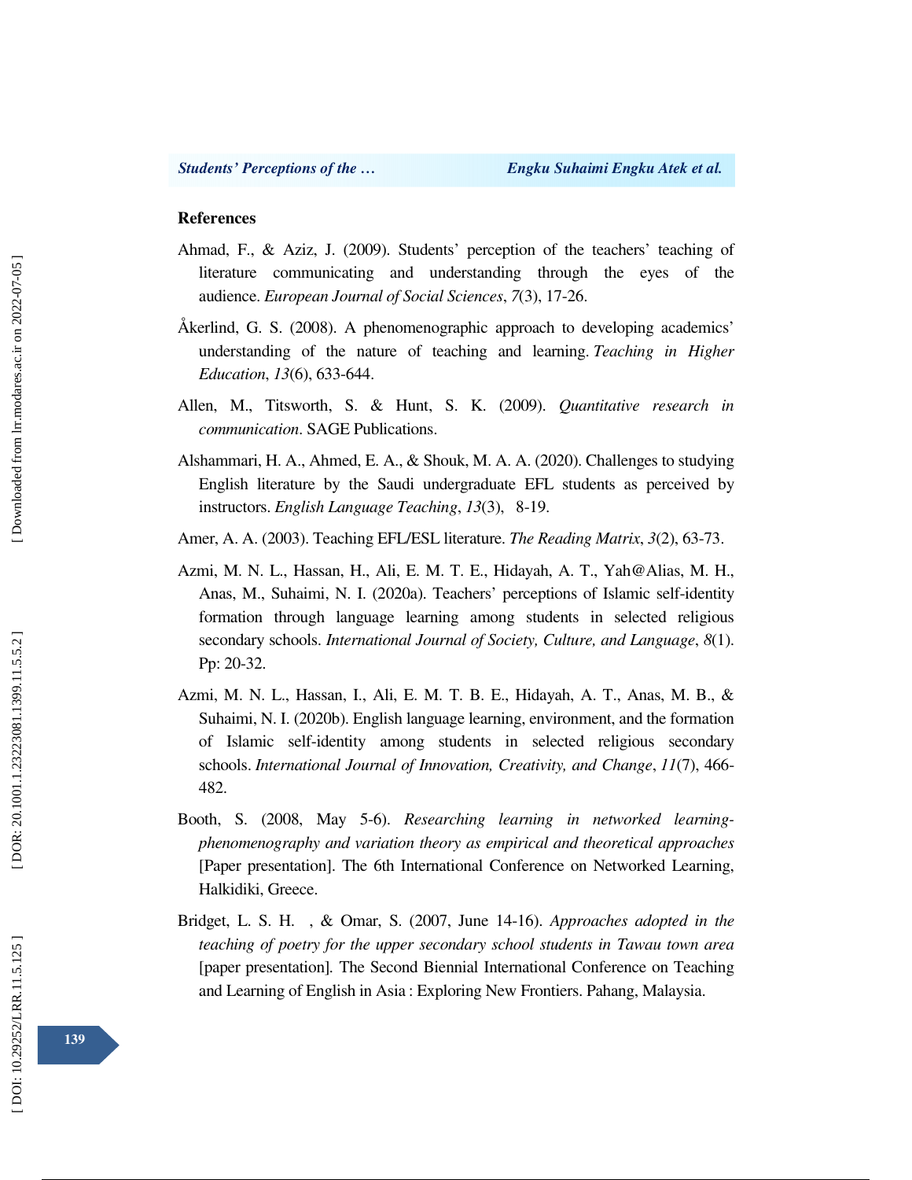## References

Ahmad, F., & Aziz, J. (2009). Students' perception of the teachers' teaching of literature communicating and understanding through the eyes of the audience. *European Journal of Social Sciences*, *7*(3), 17-26.

Åkerlind, G. S. (2008). A phenomenographic approach to developing academics' understanding of the nature of teaching and learning. *Teaching in Higher Education*, *13*(6), 633-644.

Allen, M., Titsworth, S. & Hunt, S. K. (2009). *Quantitative research in communication*. SAGE Publications.

Alshammari, H. A., Ahmed, E. A., & Shouk, M. A. A. (2020). Challenges to studying English literature by the Saudi undergraduate EFL students as perceived by instructors. *English Language Teaching*, *13*(3), 8-19.

Amer, A. A. (2003). Teaching EFL/ESL literature. *The Reading Matrix*, *3*(2), 63-73.

Azmi, M. N. L., Hassan, H., Ali, E. M. T. E., Hidayah, A. T., Yah@Alias, M. H., Anas, M., Suhaimi, N. I. (2020a). Teachers' perceptions of Islamic self-identity formation through language learning among students in selected religious secondary schools. *International Journal of Society, Culture, and Language*, *8*(1). Pp: 20-32.

Azmi, M. N. L., Hassan, I., Ali, E. M. T. B. E., Hidayah, A. T., Anas, M. B., & Suhaimi, N. I. (2020b). English language learning, environment, and the formation of Islamic self-identity among students in selected religious secondary schools. *International Journal of Innovation, Creativity, and Change*, *11*(7), 466-482.

Booth, S. (2008, May 5-6). *Researching learning in networked learning-phenomenography and variation theory as empirical and theoretical approaches* [Paper presentation]. The 6th International Conference on Networked Learning, Halkidiki, Greece.

Bridget, L. S. H. , & Omar, S. (2007, June 14-16). *Approaches adopted in the teaching of poetry for the upper secondary school students in Tawau town area* [paper presentation]. The Second Biennial International Conference on Teaching and Learning of English in Asia : Exploring New Frontiers. Pahang, Malaysia.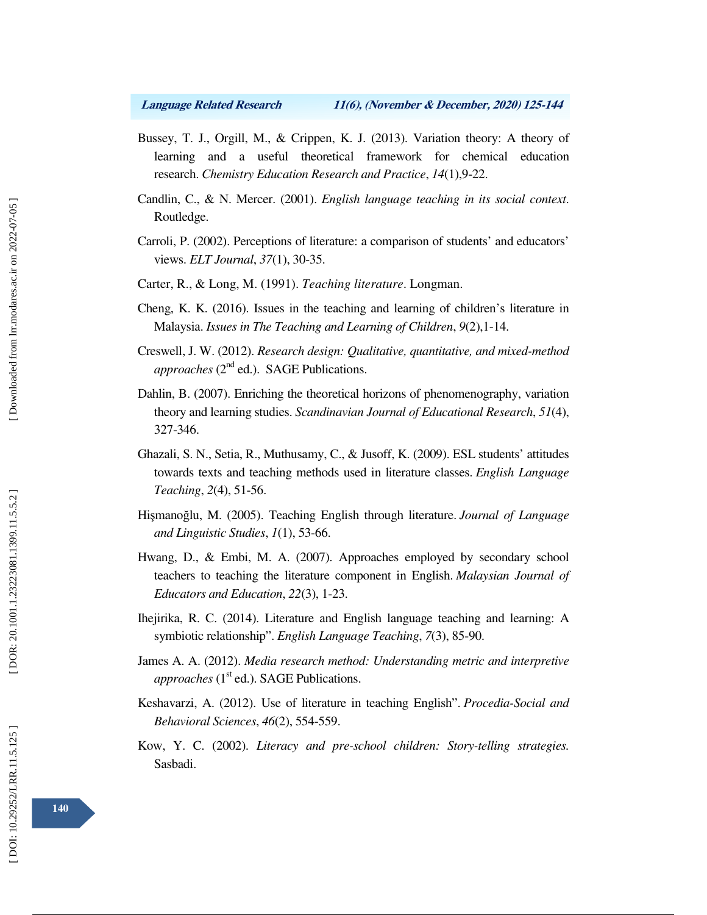Bussey, T. J., Orgill, M., & Crippen, K. J. (2013). Variation theory: A theory of learning and a useful theoretical framework for chemical education research. *Chemistry Education Research and Practice*, *14*(1),9-22.

Candlin, C., & N. Mercer. (2001). *English language teaching in its social context*. Routledge.

Carroli, P. (2002). Perceptions of literature: a comparison of students' and educators' views. *ELT Journal*, *37*(1), 30-35.

Carter, R., & Long, M. (1991). *Teaching literature*. Longman.

Cheng, K. K. (2016). Issues in the teaching and learning of children's literature in Malaysia. *Issues in The Teaching and Learning of Children*, *9*(2),1-14.

Creswell, J. W. (2012). *Research design: Qualitative, quantitative, and mixed-method approaches* (2nd ed.). SAGE Publications.

Dahlin, B. (2007). Enriching the theoretical horizons of phenomenography, variation theory and learning studies. *Scandinavian Journal of Educational Research*, *51*(4), 327-346.

Ghazali, S. N., Setia, R., Muthusamy, C., & Jusoff, K. (2009). ESL students' attitudes towards texts and teaching methods used in literature classes. *English Language Teaching*, *2*(4), 51-56.

Hişmanoğlu, M. (2005). Teaching English through literature. *Journal of Language and Linguistic Studies*, *1*(1), 53-66.

Hwang, D., & Embi, M. A. (2007). Approaches employed by secondary school teachers to teaching the literature component in English. *Malaysian Journal of Educators and Education*, *22*(3), 1-23.

Ihejirika, R. C. (2014). Literature and English language teaching and learning: A symbiotic relationship". *English Language Teaching*, *7*(3), 85-90.

James A. A. (2012). *Media research method: Understanding metric and interpretive approaches* (1st ed.). SAGE Publications.

Keshavarzi, A. (2012). Use of literature in teaching English". *Procedia-Social and Behavioral Sciences*, *46*(2), 554-559.

Kow, Y. C. (2002). *Literacy and pre-school children: Story-telling strategies.* Sasbadi.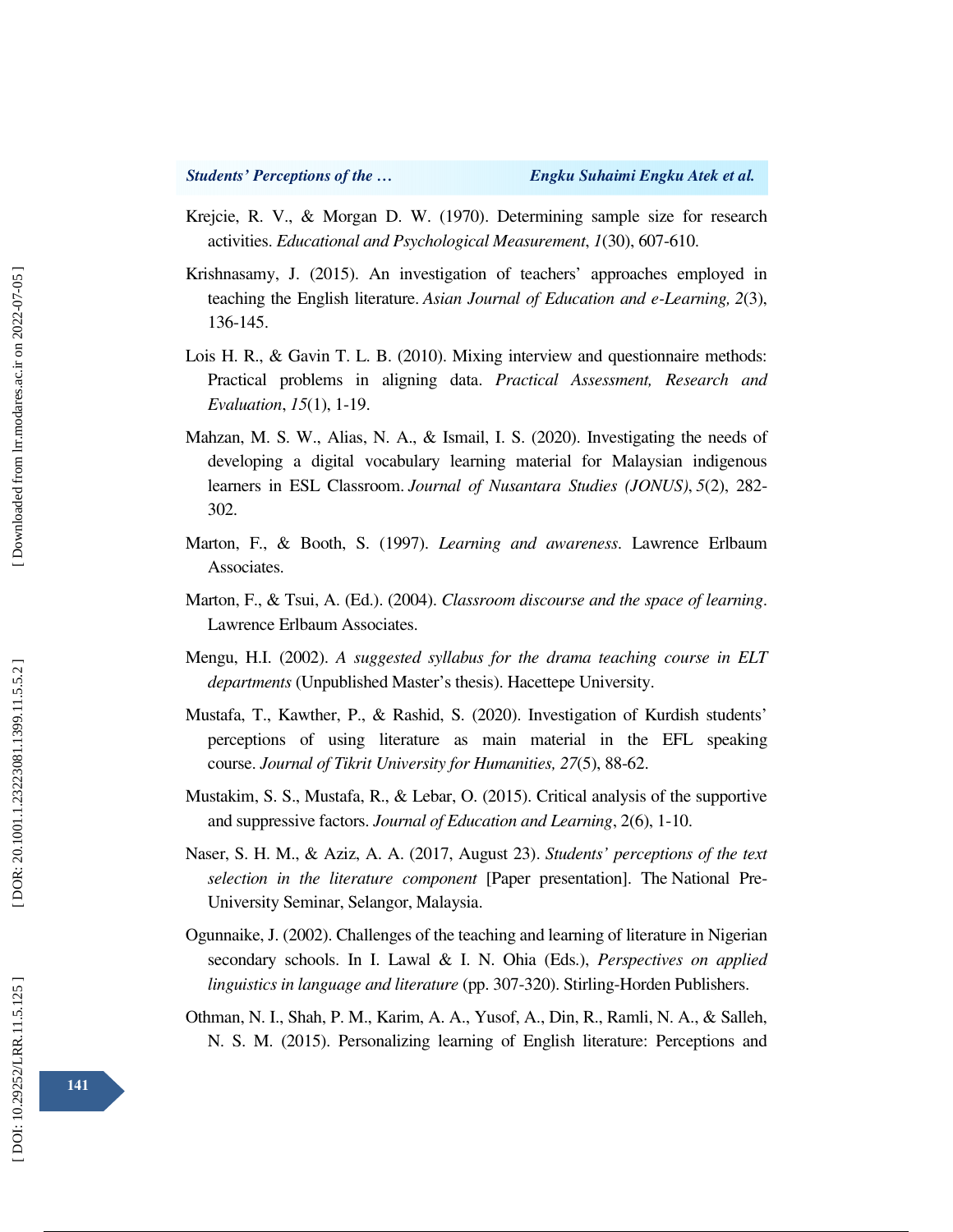Krejcie, R. V., & Morgan D. W. (1970). Determining sample size for research activities. *Educational and Psychological Measurement*, *1*(30), 607-610.

Krishnasamy, J. (2015). An investigation of teachers' approaches employed in teaching the English literature. *Asian Journal of Education and e-Learning, 2*(3), 136-145.

Lois H. R., & Gavin T. L. B. (2010). Mixing interview and questionnaire methods: Practical problems in aligning data. *Practical Assessment, Research and Evaluation*, *15*(1), 1-19.

Mahzan, M. S. W., Alias, N. A., & Ismail, I. S. (2020). Investigating the needs of developing a digital vocabulary learning material for Malaysian indigenous learners in ESL Classroom. *Journal of Nusantara Studies (JONUS)*, *5*(2), 282-302.

Marton, F., & Booth, S. (1997). *Learning and awareness*. Lawrence Erlbaum Associates.

Marton, F., & Tsui, A. (Ed.). (2004). *Classroom discourse and the space of learning*. Lawrence Erlbaum Associates.

Mengu, H.I. (2002). *A suggested syllabus for the drama teaching course in ELT departments* (Unpublished Master's thesis). Hacettepe University.

Mustafa, T., Kawther, P., & Rashid, S. (2020). Investigation of Kurdish students' perceptions of using literature as main material in the EFL speaking course. *Journal of Tikrit University for Humanities, 27*(5), 88-62.

Mustakim, S. S., Mustafa, R., & Lebar, O. (2015). Critical analysis of the supportive and suppressive factors. *Journal of Education and Learning*, 2(6), 1-10.

Naser, S. H. M., & Aziz, A. A. (2017, August 23). *Students' perceptions of the text selection in the literature component* [Paper presentation]. The National Pre-University Seminar, Selangor, Malaysia.

Ogunnaike, J. (2002). Challenges of the teaching and learning of literature in Nigerian secondary schools. In I. Lawal & I. N. Ohia (Eds.), *Perspectives on applied linguistics in language and literature* (pp. 307-320). Stirling-Horden Publishers.

Othman, N. I., Shah, P. M., Karim, A. A., Yusof, A., Din, R., Ramli, N. A., & Salleh, N. S. M. (2015). Personalizing learning of English literature: Perceptions and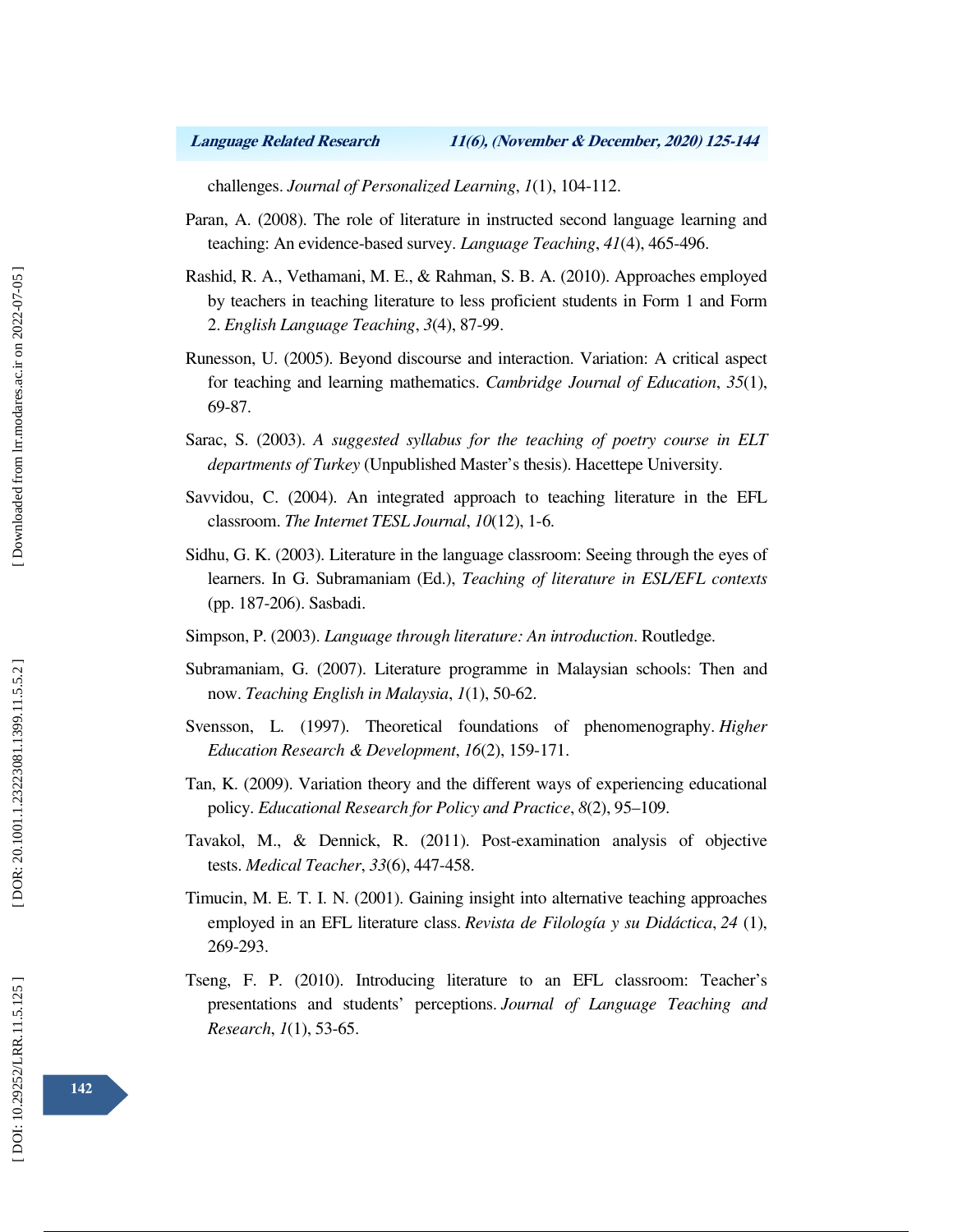challenges. *Journal of Personalized Learning*, *1*(1), 104-112.

Paran, A. (2008). The role of literature in instructed second language learning and teaching: An evidence-based survey. *Language Teaching*, *41*(4), 465-496.

Rashid, R. A., Vethamani, M. E., & Rahman, S. B. A. (2010). Approaches employed by teachers in teaching literature to less proficient students in Form 1 and Form 2. *English Language Teaching*, *3*(4), 87-99.

Runesson, U. (2005). Beyond discourse and interaction. Variation: A critical aspect for teaching and learning mathematics. *Cambridge Journal of Education*, *35*(1), 69-87.

Sarac, S. (2003). *A suggested syllabus for the teaching of poetry course in ELT departments of Turkey* (Unpublished Master's thesis). Hacettepe University.

Savvidou, C. (2004). An integrated approach to teaching literature in the EFL classroom. *The Internet TESL Journal*, *10*(12), 1-6.

Sidhu, G. K. (2003). Literature in the language classroom: Seeing through the eyes of learners. In G. Subramaniam (Ed.), *Teaching of literature in ESL/EFL contexts* (pp. 187-206). Sasbadi.

Simpson, P. (2003). *Language through literature: An introduction*. Routledge.

Subramaniam, G. (2007). Literature programme in Malaysian schools: Then and now. *Teaching English in Malaysia*, *1*(1), 50-62.

Svensson, L. (1997). Theoretical foundations of phenomenography. *Higher Education Research & Development*, *16*(2), 159-171.

Tan, K. (2009). Variation theory and the different ways of experiencing educational policy. *Educational Research for Policy and Practice*, *8*(2), 95–109.

Tavakol, M., & Dennick, R. (2011). Post-examination analysis of objective tests. *Medical Teacher*, *33*(6), 447-458.

Timucin, M. E. T. I. N. (2001). Gaining insight into alternative teaching approaches employed in an EFL literature class. *Revista de Filología y su Didáctica*, *24* (1), 269-293.

Tseng, F. P. (2010). Introducing literature to an EFL classroom: Teacher's presentations and students' perceptions. *Journal of Language Teaching and Research*, *1*(1), 53-65.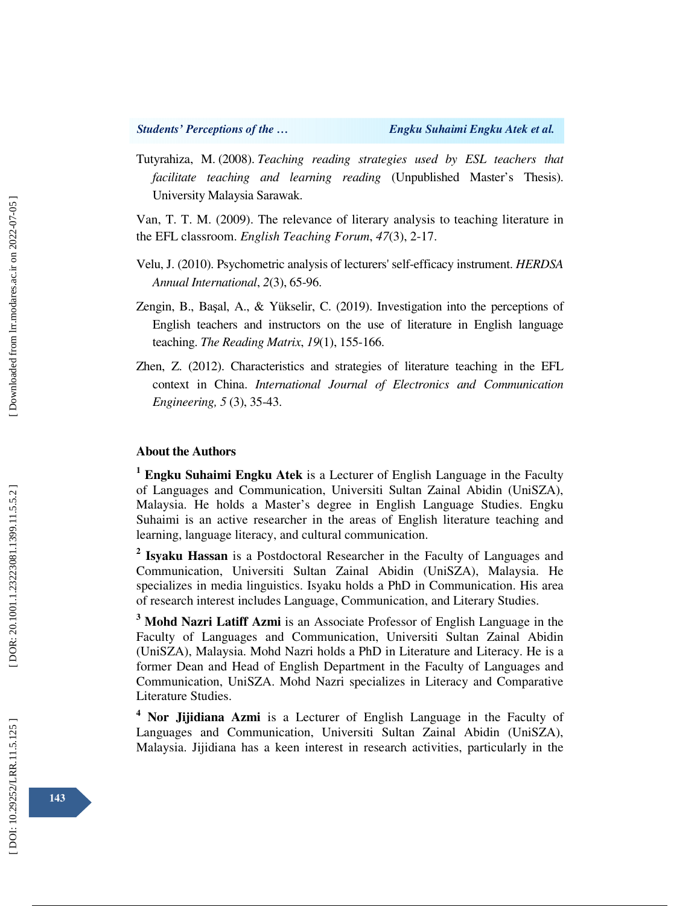Tutyrahiza, M. (2008). *Teaching reading strategies used by ESL teachers that facilitate teaching and learning reading* (Unpublished Master's Thesis). University Malaysia Sarawak.

Van, T. T. M. (2009). The relevance of literary analysis to teaching literature in the EFL classroom. *English Teaching Forum*, *47*(3), 2-17.

Velu, J. (2010). Psychometric analysis of lecturers' self-efficacy instrument. *HERDSA Annual International*, *2*(3), 65-96.

Zengin, B., Başal, A., & Yükselir, C. (2019). Investigation into the perceptions of English teachers and instructors on the use of literature in English language teaching. *The Reading Matrix*, *19*(1), 155-166.

Zhen, Z. (2012). Characteristics and strategies of literature teaching in the EFL context in China. *International Journal of Electronics and Communication Engineering, 5* (3), 35-43.

## About the Authors

[1] **Engku Suhaimi Engku Atek** is a Lecturer of English Language in the Faculty of Languages and Communication, Universiti Sultan Zainal Abidin (UniSZA), Malaysia. He holds a Master's degree in English Language Studies. Engku Suhaimi is an active researcher in the areas of English literature teaching and learning, language literacy, and cultural communication.

[2] **Isyaku Hassan** is a Postdoctoral Researcher in the Faculty of Languages and Communication, Universiti Sultan Zainal Abidin (UniSZA), Malaysia. He specializes in media linguistics. Isyaku holds a PhD in Communication. His area of research interest includes Language, Communication, and Literary Studies.

[3] **Mohd Nazri Latiff Azmi** is an Associate Professor of English Language in the Faculty of Languages and Communication, Universiti Sultan Zainal Abidin (UniSZA), Malaysia. Mohd Nazri holds a PhD in Literature and Literacy. He is a former Dean and Head of English Department in the Faculty of Languages and Communication, UniSZA. Mohd Nazri specializes in Literacy and Comparative Literature Studies.

[4] **Nor Jijidiana Azmi** is a Lecturer of English Language in the Faculty of Languages and Communication, Universiti Sultan Zainal Abidin (UniSZA), Malaysia. Jijidiana has a keen interest in research activities, particularly in the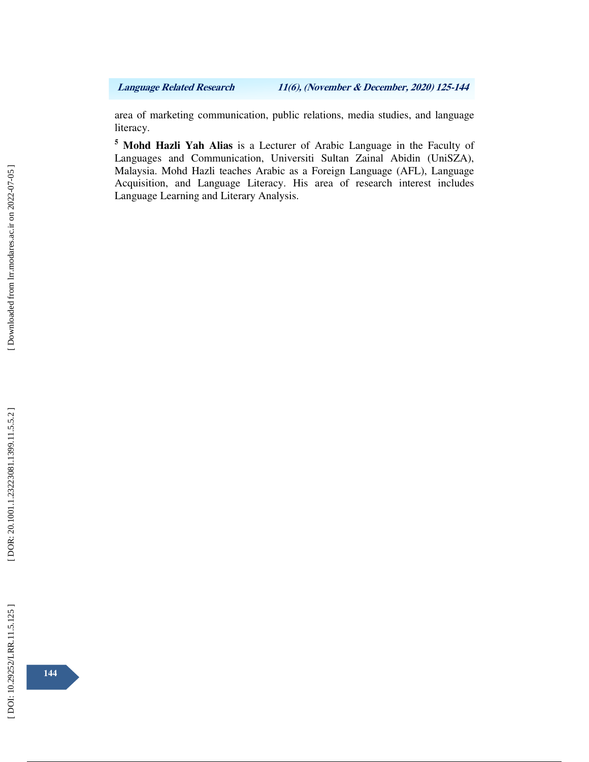area of marketing communication, public relations, media studies, and language literacy.

[5] **Mohd Hazli Yah Alias** is a Lecturer of Arabic Language in the Faculty of Languages and Communication, Universiti Sultan Zainal Abidin (UniSZA), Malaysia. Mohd Hazli teaches Arabic as a Foreign Language (AFL), Language Acquisition, and Language Literacy. His area of research interest includes Language Learning and Literary Analysis.